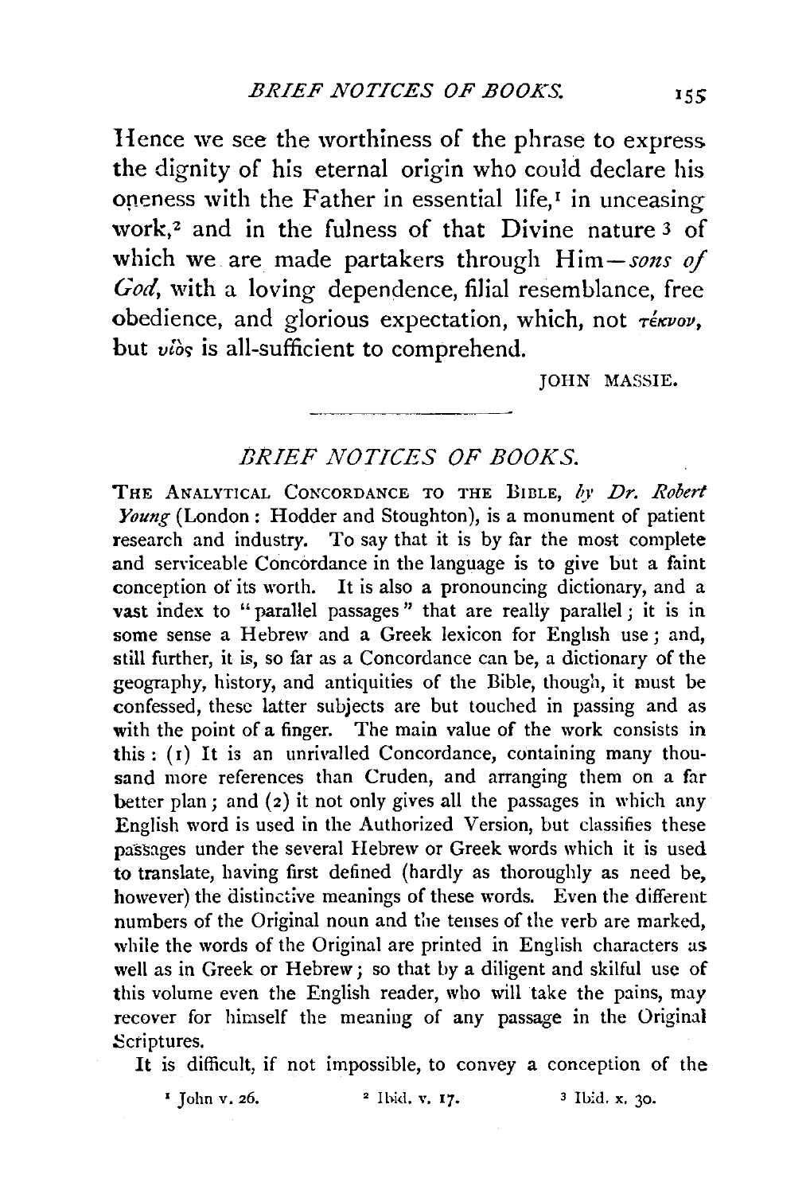Hence we see the worthiness of the phrase to express the dignity of his eternal origin who could declare his oneness with the Father in essential life,[1] in unceasing work,[2] and in the fulness of that Divine nature[3] of which we are made partakers through Him—*sons of God*, with a loving dependence, filial resemblance, free obedience, and glorious expectation, which, not τέκνον, but υἱὸς is all-sufficient to comprehend.

JOHN MASSIE.

---

## *BRIEF NOTICES OF BOOKS.*

THE ANALYTICAL CONCORDANCE TO THE BIBLE, *by Dr. Robert Young* (London: Hodder and Stoughton), is a monument of patient research and industry. To say that it is by far the most complete and serviceable Concordance in the language is to give but a faint conception of its worth. It is also a pronouncing dictionary, and a vast index to "parallel passages" that are really parallel; it is in some sense a Hebrew and a Greek lexicon for English use; and, still further, it is, so far as a Concordance can be, a dictionary of the geography, history, and antiquities of the Bible, though, it must be confessed, these latter subjects are but touched in passing and as with the point of a finger. The main value of the work consists in this: (1) It is an unrivalled Concordance, containing many thousand more references than Cruden, and arranging them on a far better plan; and (2) it not only gives all the passages in which any English word is used in the Authorized Version, but classifies these passages under the several Hebrew or Greek words which it is used to translate, having first defined (hardly as thoroughly as need be, however) the distinctive meanings of these words. Even the different numbers of the Original noun and the tenses of the verb are marked, while the words of the Original are printed in English characters as well as in Greek or Hebrew; so that by a diligent and skilful use of this volume even the English reader, who will take the pains, may recover for himself the meaning of any passage in the Original Scriptures.

It is difficult, if not impossible, to convey a conception of the

[1] John v. 26. [2] Ibid. v. 17. [3] Ibid. x. 30.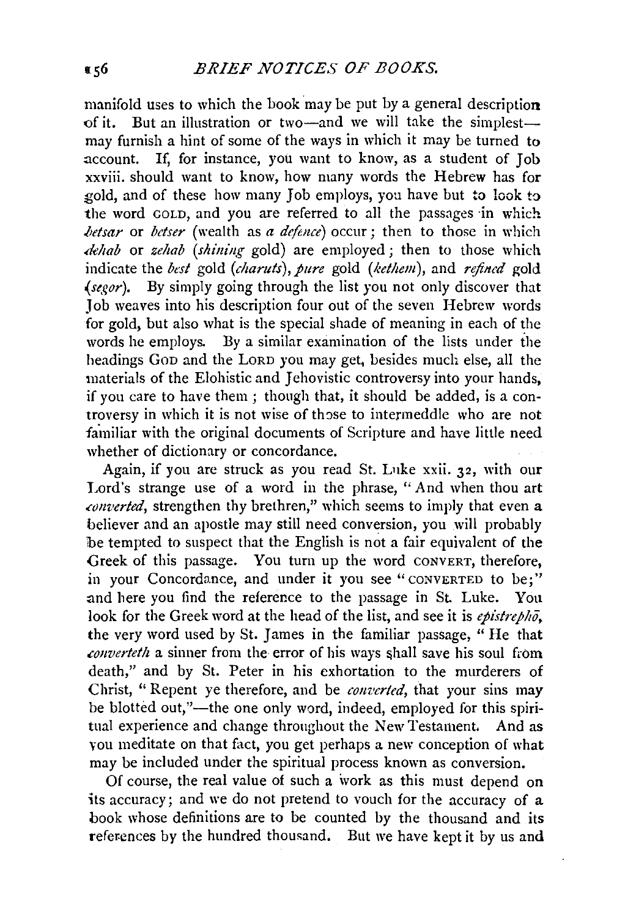manifold uses to which the book may be put by a general description of it. But an illustration or two—and we will take the simplest—may furnish a hint of some of the ways in which it may be turned to account. If, for instance, you want to know, as a student of Job xxviii. should want to know, how many words the Hebrew has for gold, and of these how many Job employs, you have but to look to the word GOLD, and you are referred to all the passages in which *betsar* or *betser* (wealth as *a defence*) occur; then to those in which *dehab* or *zehab* (*shining* gold) are employed; then to those which indicate the *best* gold (*charuts*), *pure* gold (*kethem*), and *refined* gold (*segor*). By simply going through the list you not only discover that Job weaves into his description four out of the seven Hebrew words for gold, but also what is the special shade of meaning in each of the words he employs. By a similar examination of the lists under the headings GOD and the LORD you may get, besides much else, all the materials of the Elohistic and Jehovistic controversy into your hands, if you care to have them; though that, it should be added, is a controversy in which it is not wise of those to intermeddle who are not familiar with the original documents of Scripture and have little need whether of dictionary or concordance.

Again, if you are struck as you read St. Luke xxii. 32, with our Lord's strange use of a word in the phrase, "And when thou art *converted*, strengthen thy brethren," which seems to imply that even a believer and an apostle may still need conversion, you will probably be tempted to suspect that the English is not a fair equivalent of the Greek of this passage. You turn up the word CONVERT, therefore, in your Concordance, and under it you see "CONVERTED to be;" and here you find the reference to the passage in St. Luke. You look for the Greek word at the head of the list, and see it is *epistrephō*, the very word used by St. James in the familiar passage, "He that *converteth* a sinner from the error of his ways shall save his soul from death," and by St. Peter in his exhortation to the murderers of Christ, "Repent ye therefore, and be *converted*, that your sins may be blotted out,"—the one only word, indeed, employed for this spiritual experience and change throughout the New Testament. And as you meditate on that fact, you get perhaps a new conception of what may be included under the spiritual process known as conversion.

Of course, the real value of such a work as this must depend on its accuracy; and we do not pretend to vouch for the accuracy of a book whose definitions are to be counted by the thousand and its references by the hundred thousand. But we have kept it by us and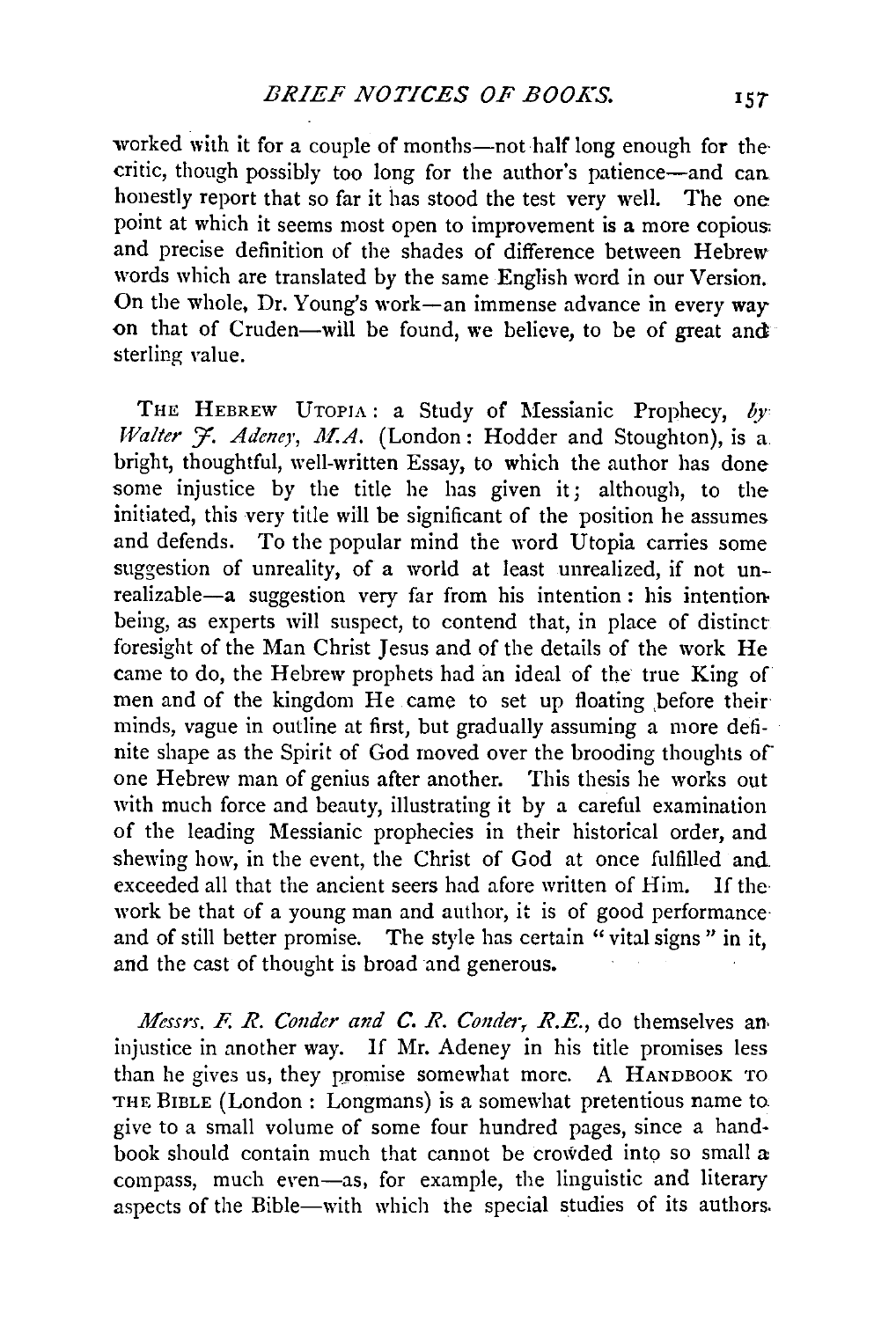worked with it for a couple of months—not half long enough for the critic, though possibly too long for the author's patience—and can honestly report that so far it has stood the test very well. The one point at which it seems most open to improvement is a more copious and precise definition of the shades of difference between Hebrew words which are translated by the same English word in our Version. On the whole, Dr. Young's work—an immense advance in every way on that of Cruden—will be found, we believe, to be of great and sterling value.

THE HEBREW UTOPIA: a Study of Messianic Prophecy, *by Walter F. Adeney, M.A.* (London: Hodder and Stoughton), is a bright, thoughtful, well-written Essay, to which the author has done some injustice by the title he has given it; although, to the initiated, this very title will be significant of the position he assumes and defends. To the popular mind the word Utopia carries some suggestion of unreality, of a world at least unrealized, if not unrealizable—a suggestion very far from his intention: his intention being, as experts will suspect, to contend that, in place of distinct foresight of the Man Christ Jesus and of the details of the work He came to do, the Hebrew prophets had an ideal of the true King of men and of the kingdom He came to set up floating before their minds, vague in outline at first, but gradually assuming a more definite shape as the Spirit of God moved over the brooding thoughts of one Hebrew man of genius after another. This thesis he works out with much force and beauty, illustrating it by a careful examination of the leading Messianic prophecies in their historical order, and shewing how, in the event, the Christ of God at once fulfilled and exceeded all that the ancient seers had afore written of Him. If the work be that of a young man and author, it is of good performance and of still better promise. The style has certain "vital signs" in it, and the cast of thought is broad and generous.

*Messrs. F. R. Conder and C. R. Conder, R.E.*, do themselves an injustice in another way. If Mr. Adeney in his title promises less than he gives us, they promise somewhat more. A HANDBOOK TO THE BIBLE (London: Longmans) is a somewhat pretentious name to give to a small volume of some four hundred pages, since a handbook should contain much that cannot be crowded into so small a compass, much even—as, for example, the linguistic and literary aspects of the Bible—with which the special studies of its authors.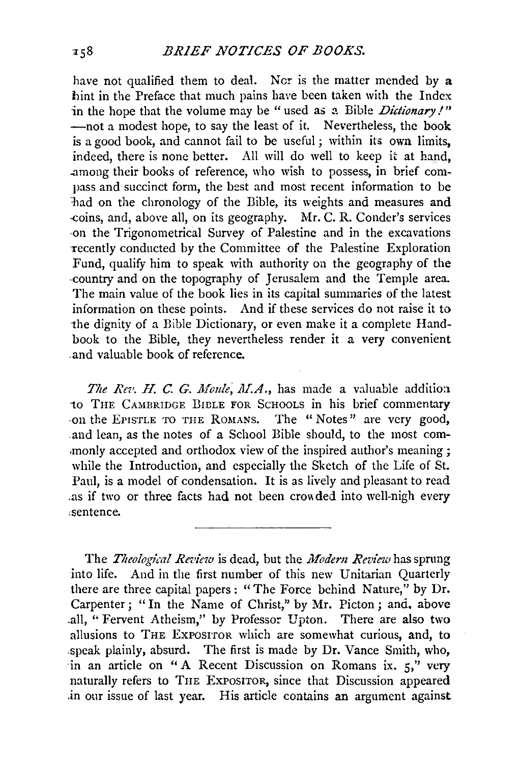have not qualified them to deal. Nor is the matter mended by a hint in the Preface that much pains have been taken with the Index in the hope that the volume may be "used as a Bible *Dictionary!*" —not a modest hope, to say the least of it. Nevertheless, the book is a good book, and cannot fail to be useful; within its own limits, indeed, there is none better. All will do well to keep it at hand, among their books of reference, who wish to possess, in brief compass and succinct form, the best and most recent information to be had on the chronology of the Bible, its weights and measures and coins, and, above all, on its geography. Mr. C. R. Conder's services on the Trigonometrical Survey of Palestine and in the excavations recently conducted by the Committee of the Palestine Exploration Fund, qualify him to speak with authority on the geography of the country and on the topography of Jerusalem and the Temple area. The main value of the book lies in its capital summaries of the latest information on these points. And if these services do not raise it to the dignity of a Bible Dictionary, or even make it a complete Handbook to the Bible, they nevertheless render it a very convenient and valuable book of reference.

*The Rev. H. C. G. Moule, M.A.*, has made a valuable addition to THE CAMBRIDGE BIBLE FOR SCHOOLS in his brief commentary on the EPISTLE TO THE ROMANS. The "Notes" are very good, and lean, as the notes of a School Bible should, to the most commonly accepted and orthodox view of the inspired author's meaning; while the Introduction, and especially the Sketch of the Life of St. Paul, is a model of condensation. It is as lively and pleasant to read as if two or three facts had not been crowded into well-nigh every sentence.

---

The *Theological Review* is dead, but the *Modern Review* has sprung into life. And in the first number of this new Unitarian Quarterly there are three capital papers: "The Force behind Nature," by Dr. Carpenter; "In the Name of Christ," by Mr. Picton; and, above all, "Fervent Atheism," by Professor Upton. There are also two allusions to THE EXPOSITOR which are somewhat curious, and, to speak plainly, absurd. The first is made by Dr. Vance Smith, who, in an article on "A Recent Discussion on Romans ix. 5," very naturally refers to THE EXPOSITOR, since that Discussion appeared in our issue of last year. His article contains an argument against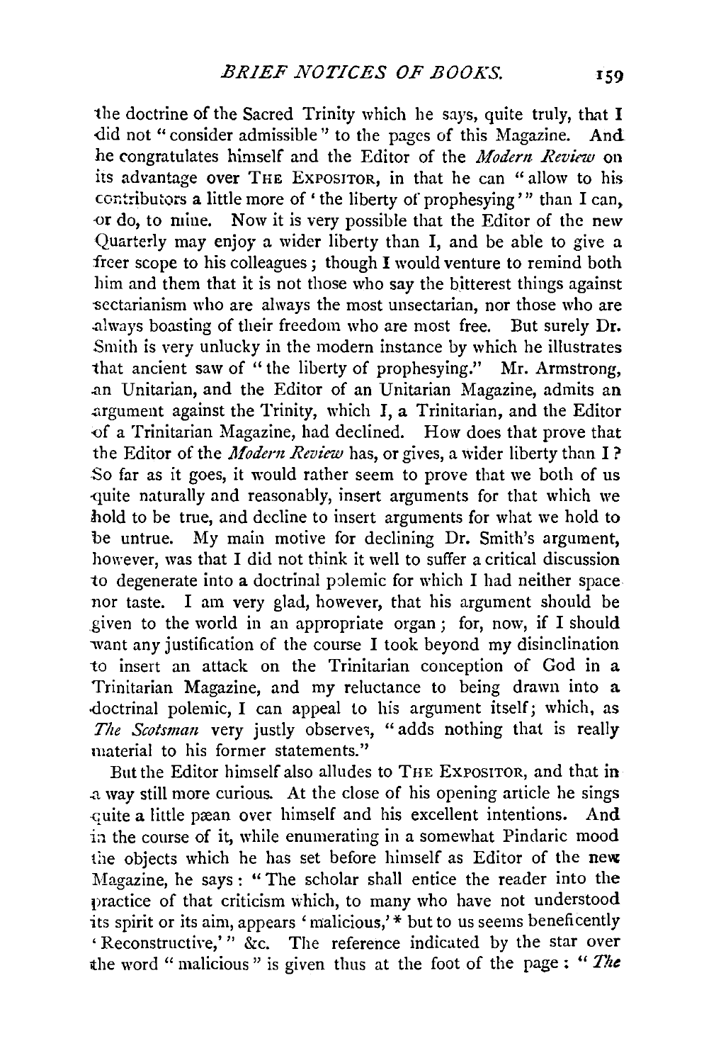the doctrine of the Sacred Trinity which he says, quite truly, that I did not "consider admissible" to the pages of this Magazine. And he congratulates himself and the Editor of the *Modern Review* on its advantage over THE EXPOSITOR, in that he can "allow to his contributors a little more of 'the liberty of prophesying'" than I can, or do, to mine. Now it is very possible that the Editor of the new Quarterly may enjoy a wider liberty than I, and be able to give a freer scope to his colleagues; though I would venture to remind both him and them that it is not those who say the bitterest things against sectarianism who are always the most unsectarian, nor those who are always boasting of their freedom who are most free. But surely Dr. Smith is very unlucky in the modern instance by which he illustrates that ancient saw of "the liberty of prophesying." Mr. Armstrong, an Unitarian, and the Editor of an Unitarian Magazine, admits an argument against the Trinity, which I, a Trinitarian, and the Editor of a Trinitarian Magazine, had declined. How does that prove that the Editor of the *Modern Review* has, or gives, a wider liberty than I? So far as it goes, it would rather seem to prove that we both of us quite naturally and reasonably, insert arguments for that which we hold to be true, and decline to insert arguments for what we hold to be untrue. My main motive for declining Dr. Smith's argument, however, was that I did not think it well to suffer a critical discussion to degenerate into a doctrinal polemic for which I had neither space nor taste. I am very glad, however, that his argument should be given to the world in an appropriate organ; for, now, if I should want any justification of the course I took beyond my disinclination to insert an attack on the Trinitarian conception of God in a Trinitarian Magazine, and my reluctance to being drawn into a doctrinal polemic, I can appeal to his argument itself; which, as *The Scotsman* very justly observes, "adds nothing that is really material to his former statements."

But the Editor himself also alludes to THE EXPOSITOR, and that in a way still more curious. At the close of his opening article he sings quite a little pæan over himself and his excellent intentions. And in the course of it, while enumerating in a somewhat Pindaric mood the objects which he has set before himself as Editor of the new Magazine, he says: "The scholar shall entice the reader into the practice of that criticism which, to many who have not understood its spirit or its aim, appears 'malicious,'* but to us seems beneficently 'Reconstructive,'" &c. The reference indicated by the star over the word "malicious" is given thus at the foot of the page: "*The*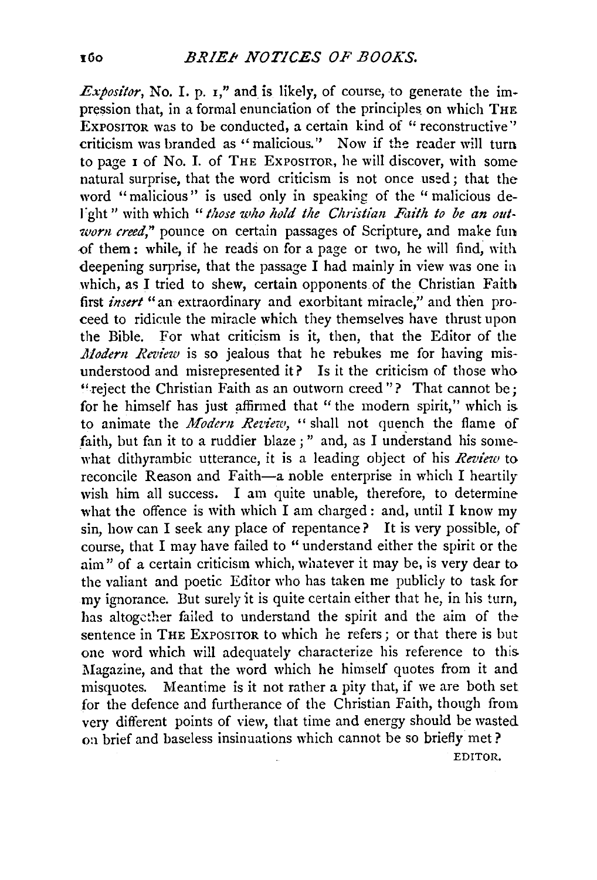*Expositor*, No. I. p. 1," and is likely, of course, to generate the impression that, in a formal enunciation of the principles on which THE EXPOSITOR was to be conducted, a certain kind of "reconstructive" criticism was branded as "malicious." Now if the reader will turn to page 1 of No. I. of THE EXPOSITOR, he will discover, with some natural surprise, that the word criticism is not once used; that the word "malicious" is used only in speaking of the "malicious delight" with which "*those who hold the Christian Faith to be an outworn creed*," pounce on certain passages of Scripture, and make fun of them: while, if he reads on for a page or two, he will find, with deepening surprise, that the passage I had mainly in view was one in which, as I tried to shew, certain opponents of the Christian Faith first *insert* "an extraordinary and exorbitant miracle," and then proceed to ridicule the miracle which they themselves have thrust upon the Bible. For what criticism is it, then, that the Editor of the *Modern Review* is so jealous that he rebukes me for having misunderstood and misrepresented it? Is it the criticism of those who "reject the Christian Faith as an outworn creed"? That cannot be; for he himself has just affirmed that "the modern spirit," which is to animate the *Modern Review*, "shall not quench the flame of faith, but fan it to a ruddier blaze;" and, as I understand his somewhat dithyrambic utterance, it is a leading object of his *Review* to reconcile Reason and Faith—a noble enterprise in which I heartily wish him all success. I am quite unable, therefore, to determine what the offence is with which I am charged: and, until I know my sin, how can I seek any place of repentance? It is very possible, of course, that I may have failed to "understand either the spirit or the aim" of a certain criticism which, whatever it may be, is very dear to the valiant and poetic Editor who has taken me publicly to task for my ignorance. But surely it is quite certain either that he, in his turn, has altogether failed to understand the spirit and the aim of the sentence in THE EXPOSITOR to which he refers; or that there is but one word which will adequately characterize his reference to this Magazine, and that the word which he himself quotes from it and misquotes. Meantime is it not rather a pity that, if we are both set for the defence and furtherance of the Christian Faith, though from very different points of view, that time and energy should be wasted on brief and baseless insinuations which cannot be so briefly met?

EDITOR.